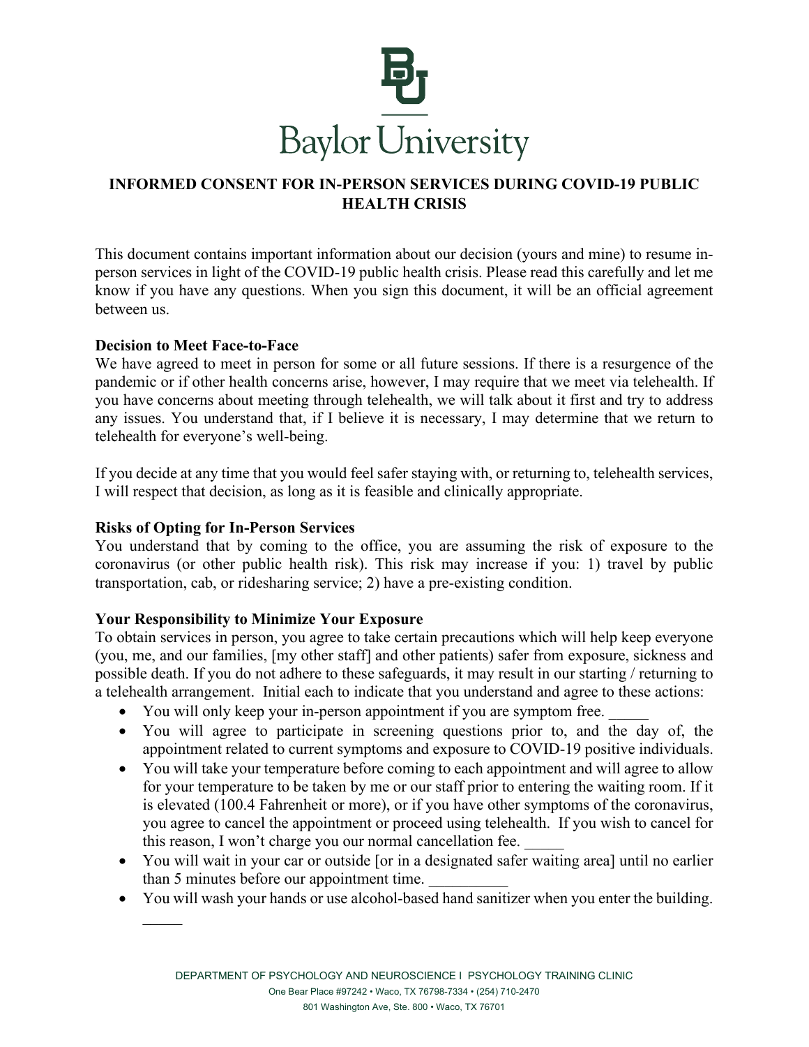Baylor University

# INFORMED CONSENT FOR IN-PERSON SERVICES DURING COVID-19 PUBLIC HEALTH CRISIS

This document contains important information about our decision (yours and mine) to resume in-person services in light of the COVID-19 public health crisis. Please read this carefully and let me know if you have any questions. When you sign this document, it will be an official agreement between us.

**Decision to Meet Face-to-Face**

We have agreed to meet in person for some or all future sessions. If there is a resurgence of the pandemic or if other health concerns arise, however, I may require that we meet via telehealth. If you have concerns about meeting through telehealth, we will talk about it first and try to address any issues. You understand that, if I believe it is necessary, I may determine that we return to telehealth for everyone's well-being.

If you decide at any time that you would feel safer staying with, or returning to, telehealth services, I will respect that decision, as long as it is feasible and clinically appropriate.

**Risks of Opting for In-Person Services**

You understand that by coming to the office, you are assuming the risk of exposure to the coronavirus (or other public health risk). This risk may increase if you: 1) travel by public transportation, cab, or ridesharing service; 2) have a pre-existing condition.

**Your Responsibility to Minimize Your Exposure**

To obtain services in person, you agree to take certain precautions which will help keep everyone (you, me, and our families, [my other staff] and other patients) safer from exposure, sickness and possible death. If you do not adhere to these safeguards, it may result in our starting / returning to a telehealth arrangement. Initial each to indicate that you understand and agree to these actions:

- You will only keep your in-person appointment if you are symptom free. _____
- You will agree to participate in screening questions prior to, and the day of, the appointment related to current symptoms and exposure to COVID-19 positive individuals.
- You will take your temperature before coming to each appointment and will agree to allow for your temperature to be taken by me or our staff prior to entering the waiting room. If it is elevated (100.4 Fahrenheit or more), or if you have other symptoms of the coronavirus, you agree to cancel the appointment or proceed using telehealth. If you wish to cancel for this reason, I won't charge you our normal cancellation fee. _____
- You will wait in your car or outside [or in a designated safer waiting area] until no earlier than 5 minutes before our appointment time. __________
- You will wash your hands or use alcohol-based hand sanitizer when you enter the building. _____

DEPARTMENT OF PSYCHOLOGY AND NEUROSCIENCE I PSYCHOLOGY TRAINING CLINIC
One Bear Place #97242 • Waco, TX 76798-7334 • (254) 710-2470
801 Washington Ave, Ste. 800 • Waco, TX 76701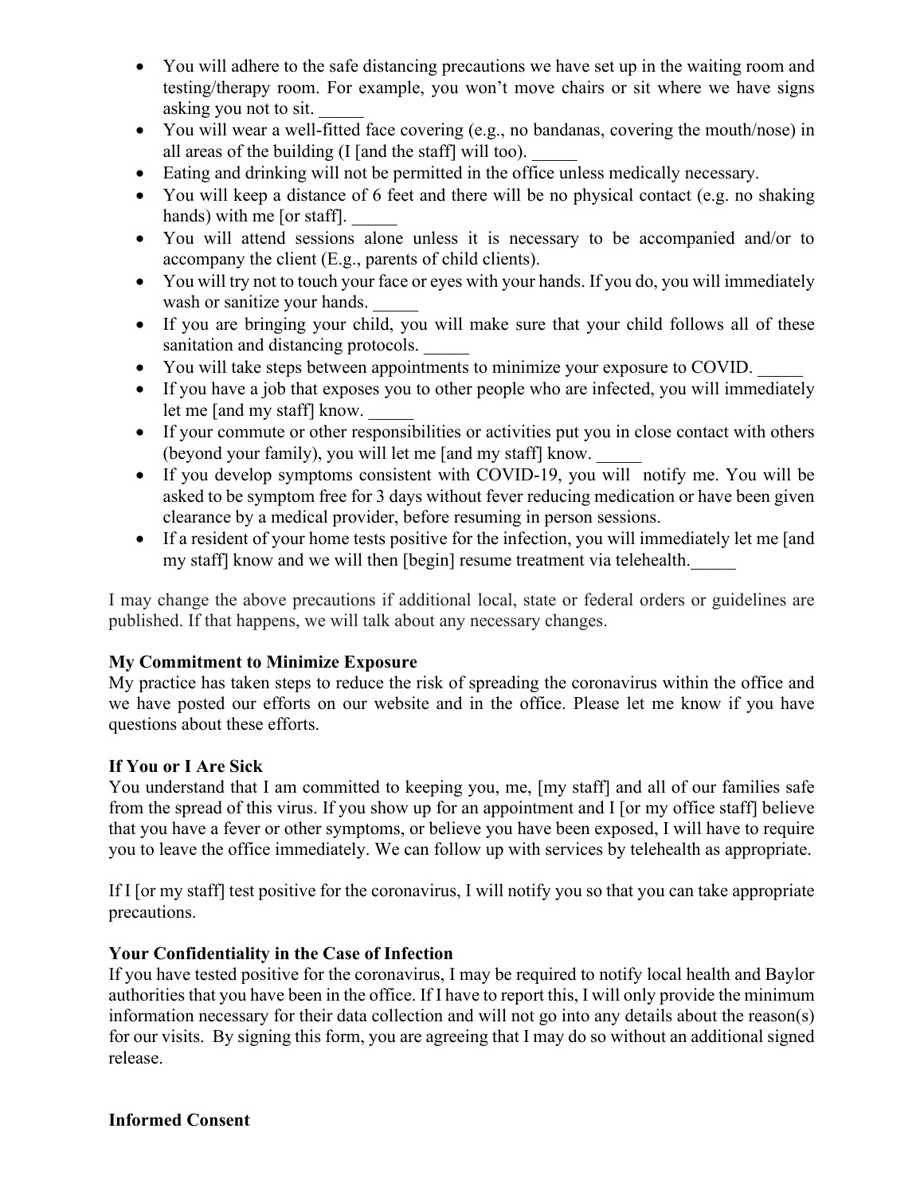- You will adhere to the safe distancing precautions we have set up in the waiting room and testing/therapy room. For example, you won't move chairs or sit where we have signs asking you not to sit. _____
- You will wear a well-fitted face covering (e.g., no bandanas, covering the mouth/nose) in all areas of the building (I [and the staff] will too). _____
- Eating and drinking will not be permitted in the office unless medically necessary.
- You will keep a distance of 6 feet and there will be no physical contact (e.g. no shaking hands) with me [or staff]. _____
- You will attend sessions alone unless it is necessary to be accompanied and/or to accompany the client (E.g., parents of child clients).
- You will try not to touch your face or eyes with your hands. If you do, you will immediately wash or sanitize your hands. _____
- If you are bringing your child, you will make sure that your child follows all of these sanitation and distancing protocols. _____
- You will take steps between appointments to minimize your exposure to COVID. _____
- If you have a job that exposes you to other people who are infected, you will immediately let me [and my staff] know. _____
- If your commute or other responsibilities or activities put you in close contact with others (beyond your family), you will let me [and my staff] know. _____
- If you develop symptoms consistent with COVID-19, you will notify me. You will be asked to be symptom free for 3 days without fever reducing medication or have been given clearance by a medical provider, before resuming in person sessions.
- If a resident of your home tests positive for the infection, you will immediately let me [and my staff] know and we will then [begin] resume treatment via telehealth._____

I may change the above precautions if additional local, state or federal orders or guidelines are published. If that happens, we will talk about any necessary changes.

**My Commitment to Minimize Exposure**

My practice has taken steps to reduce the risk of spreading the coronavirus within the office and we have posted our efforts on our website and in the office. Please let me know if you have questions about these efforts.

**If You or I Are Sick**

You understand that I am committed to keeping you, me, [my staff] and all of our families safe from the spread of this virus. If you show up for an appointment and I [or my office staff] believe that you have a fever or other symptoms, or believe you have been exposed, I will have to require you to leave the office immediately. We can follow up with services by telehealth as appropriate.

If I [or my staff] test positive for the coronavirus, I will notify you so that you can take appropriate precautions.

**Your Confidentiality in the Case of Infection**

If you have tested positive for the coronavirus, I may be required to notify local health and Baylor authorities that you have been in the office. If I have to report this, I will only provide the minimum information necessary for their data collection and will not go into any details about the reason(s) for our visits. By signing this form, you are agreeing that I may do so without an additional signed release.

**Informed Consent**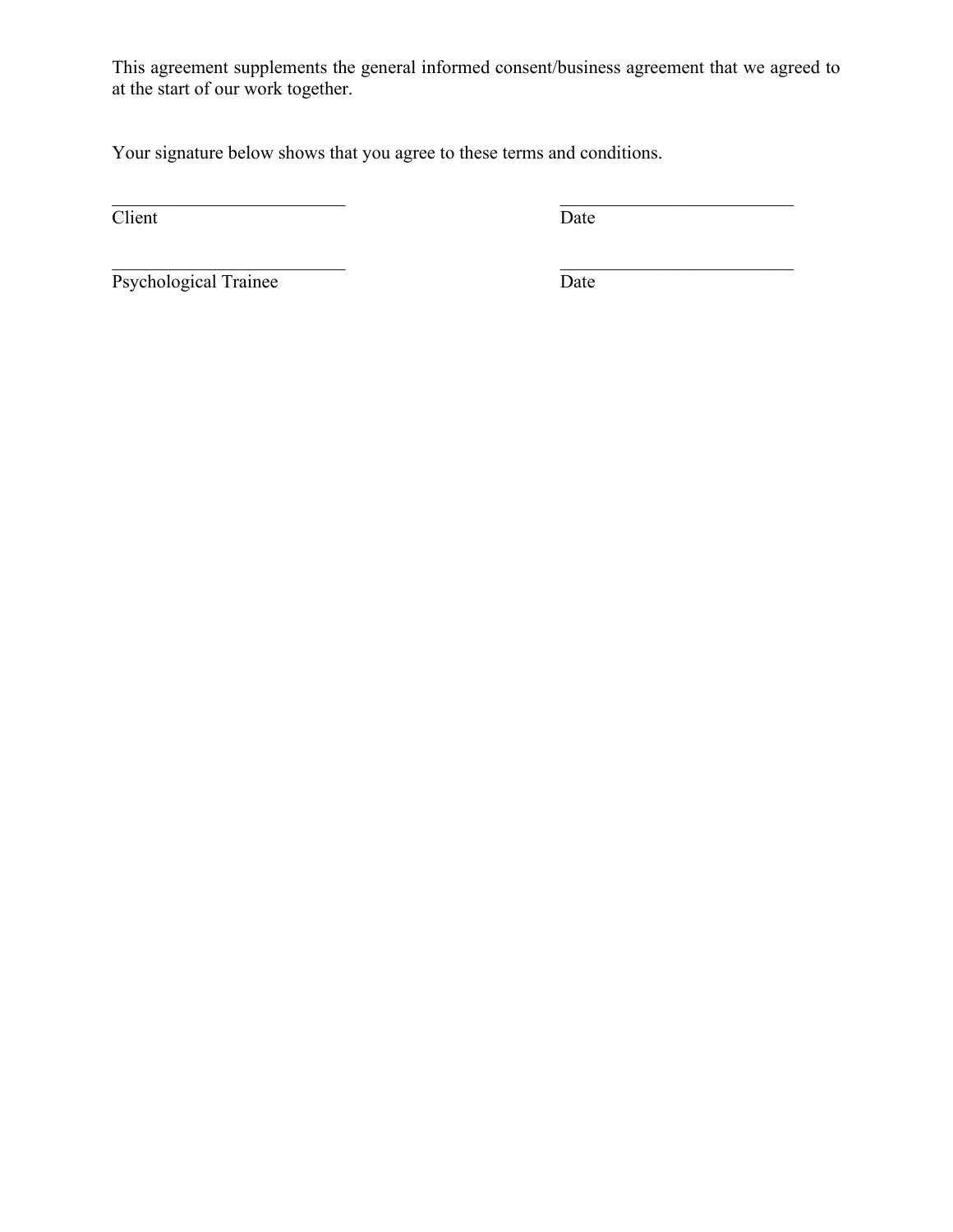This agreement supplements the general informed consent/business agreement that we agreed to at the start of our work together.

Your signature below shows that you agree to these terms and conditions.

| | |
|---|---|
| ___________________________ | ___________________________ |
| Client | Date |
| ___________________________ | ___________________________ |
| Psychological Trainee | Date |